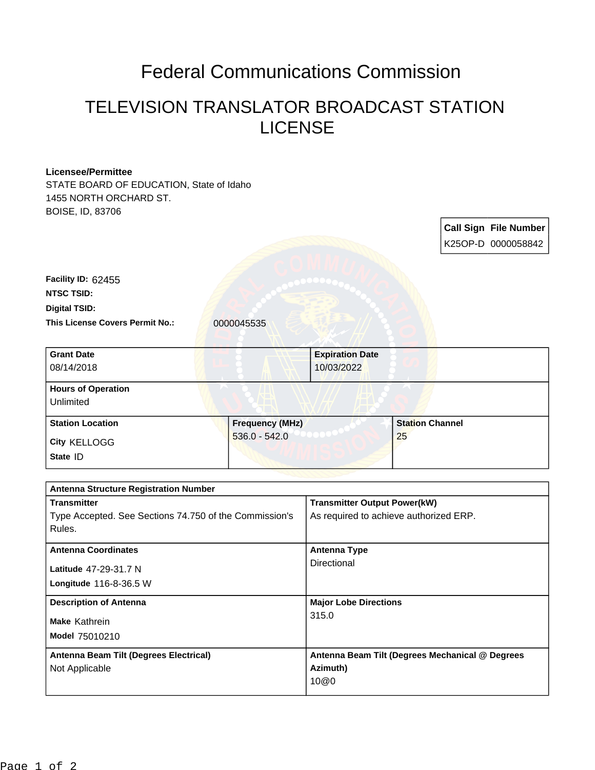# Federal Communications Commission

## TELEVISION TRANSLATOR BROADCAST STATION LICENSE

**Licensee/Permittee**
STATE BOARD OF EDUCATION, State of Idaho
1455 NORTH ORCHARD ST.
BOISE, ID, 83706

| Call Sign | File Number |
| --- | --- |
| K25OP-D | 0000058842 |

**Facility ID:** 62455
**NTSC TSID:**
**Digital TSID:**
**This License Covers Permit No.:** 0000045535

| Grant Date | Expiration Date |
| --- | --- |
| 08/14/2018 | 10/03/2022 |

**Hours of Operation**
Unlimited

| Station Location | Frequency (MHz) | Station Channel |
| --- | --- | --- |
| City KELLOGG<br>State ID | 536.0 - 542.0 | 25 |

**Antenna Structure Registration Number**

| Transmitter | Transmitter Output Power(kW) |
| --- | --- |
| Type Accepted. See Sections 74.750 of the Commission's Rules. | As required to achieve authorized ERP. |

| Antenna Coordinates | Antenna Type |
| --- | --- |
| Latitude 47-29-31.7 N<br>Longitude 116-8-36.5 W | Directional |

| Description of Antenna | Major Lobe Directions |
| --- | --- |
| Make Kathrein<br>Model 75010210 | 315.0 |

| Antenna Beam Tilt (Degrees Electrical) | Antenna Beam Tilt (Degrees Mechanical @ Degrees Azimuth) |
| --- | --- |
| Not Applicable | 10@0 |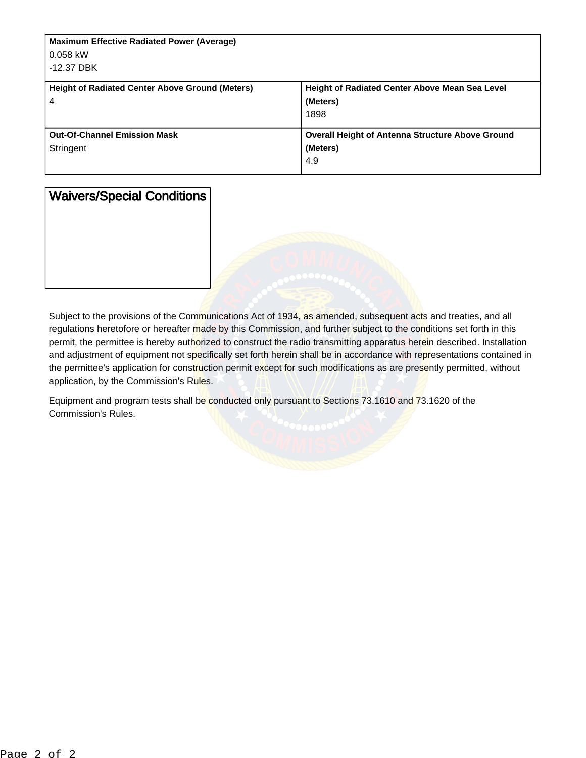| | |
|---|---|
| **Maximum Effective Radiated Power (Average)**<br>0.058 kW<br>-12.37 DBK | |
| **Height of Radiated Center Above Ground (Meters)**<br>4 | **Height of Radiated Center Above Mean Sea Level (Meters)**<br>1898 |
| **Out-Of-Channel Emission Mask**<br>Stringent | **Overall Height of Antenna Structure Above Ground (Meters)**<br>4.9 |

| Waivers/Special Conditions |
|---|
| |

Subject to the provisions of the Communications Act of 1934, as amended, subsequent acts and treaties, and all regulations heretofore or hereafter made by this Commission, and further subject to the conditions set forth in this permit, the permittee is hereby authorized to construct the radio transmitting apparatus herein described. Installation and adjustment of equipment not specifically set forth herein shall be in accordance with representations contained in the permittee's application for construction permit except for such modifications as are presently permitted, without application, by the Commission's Rules.

Equipment and program tests shall be conducted only pursuant to Sections 73.1610 and 73.1620 of the Commission's Rules.